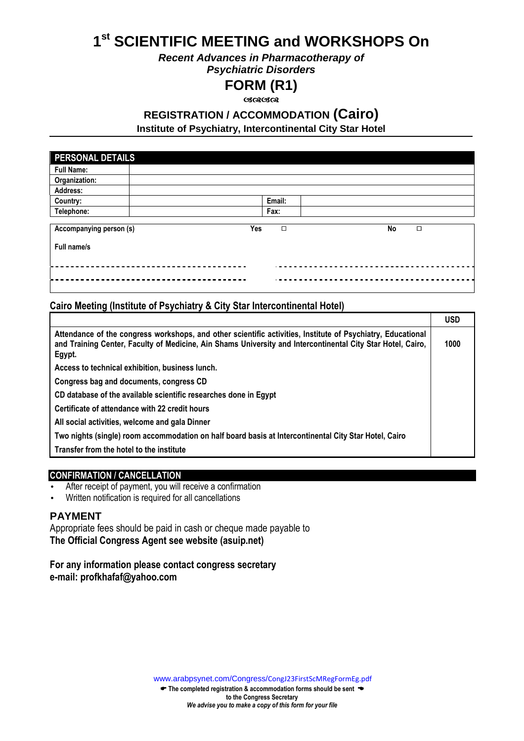# 1st SCIENTIFIC MEETING and WORKSHOPS On

***Recent Advances in Pharmacotherapy of Psychiatric Disorders***

## FORM (R1)

## REGISTRATION / ACCOMMODATION (Cairo)

**Institute of Psychiatry, Intercontinental City Star Hotel**

| PERSONAL DETAILS | | | |
|---|---|---|---|
| **Full Name:** | | | |
| **Organization:** | | | |
| **Address:** | | | |
| **Country:** | | **Email:** | |
| **Telephone:** | | **Fax:** | |

**Accompanying person (s)** Yes □ No □

**Full name/s**

------------------------------------ ------------------------------------

------------------------------------ ------------------------------------

### Cairo Meeting (Institute of Psychiatry & City Star Intercontinental Hotel)

| | USD |
|---|---|
| **Attendance of the congress workshops, and other scientific activities, Institute of Psychiatry, Educational and Training Center, Faculty of Medicine, Ain Shams University and Intercontinental City Star Hotel, Cairo, Egypt.** | **1000** |
| **Access to technical exhibition, business lunch.** | |
| **Congress bag and documents, congress CD** | |
| **CD database of the available scientific researches done in Egypt** | |
| **Certificate of attendance with 22 credit hours** | |
| **All social activities, welcome and gala Dinner** | |
| **Two nights (single) room accommodation on half board basis at Intercontinental City Star Hotel, Cairo** | |
| **Transfer from the hotel to the institute** | |

### CONFIRMATION / CANCELLATION

- After receipt of payment, you will receive a confirmation
- Written notification is required for all cancellations

### PAYMENT

Appropriate fees should be paid in cash or cheque made payable to
**The Official Congress Agent see website (asuip.net)**

**For any information please contact congress secretary**
**e-mail: profkhafaf@yahoo.com**

www.arabpsynet.com/Congress/CongJ23FirstScMRegFormEg.pdf

**The completed registration & accommodation forms should be sent to the Congress Secretary**

***We advise you to make a copy of this form for your file***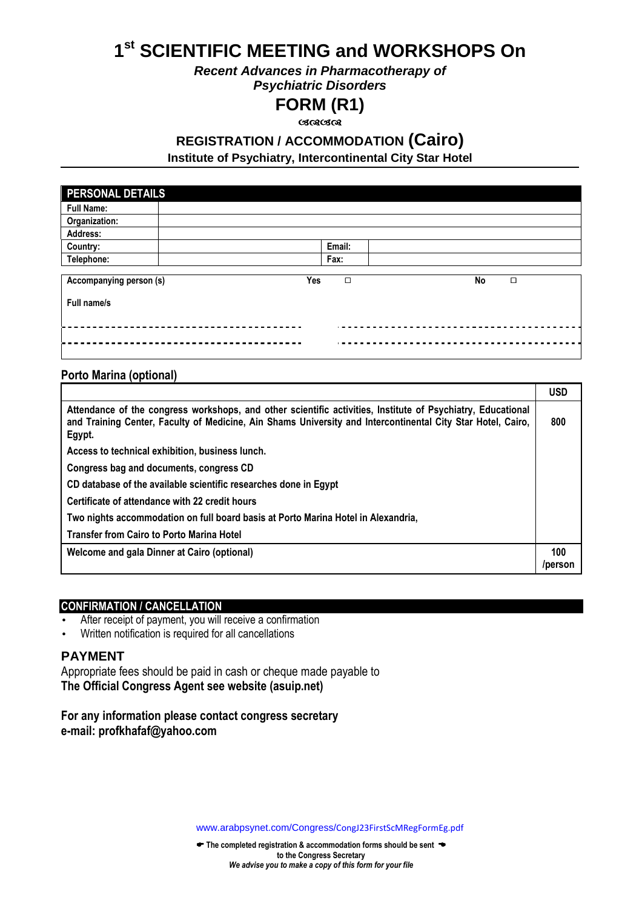# 1st SCIENTIFIC MEETING and WORKSHOPS On

***Recent Advances in Pharmacotherapy of Psychiatric Disorders***

## FORM (R1)

### REGISTRATION / ACCOMMODATION (Cairo)

**Institute of Psychiatry, Intercontinental City Star Hotel**

| PERSONAL DETAILS | | | |
|---|---|---|---|
| **Full Name:** | | | |
| **Organization:** | | | |
| **Address:** | | | |
| **Country:** | | **Email:** | |
| **Telephone:** | | **Fax:** | |

**Accompanying person (s)** Yes □ No □

**Full name/s**

------------------------------------ ------------------------------------

------------------------------------ ------------------------------------

**Porto Marina (optional)**

| | USD |
|---|---|
| **Attendance of the congress workshops, and other scientific activities, Institute of Psychiatry, Educational and Training Center, Faculty of Medicine, Ain Shams University and Intercontinental City Star Hotel, Cairo, Egypt.** | **800** |
| **Access to technical exhibition, business lunch.** | |
| **Congress bag and documents, congress CD** | |
| **CD database of the available scientific researches done in Egypt** | |
| **Certificate of attendance with 22 credit hours** | |
| **Two nights accommodation on full board basis at Porto Marina Hotel in Alexandria,** | |
| **Transfer from Cairo to Porto Marina Hotel** | |
| **Welcome and gala Dinner at Cairo (optional)** | **100 /person** |

**CONFIRMATION / CANCELLATION**

- After receipt of payment, you will receive a confirmation
- Written notification is required for all cancellations

**PAYMENT**

Appropriate fees should be paid in cash or cheque made payable to
**The Official Congress Agent see website (asuip.net)**

**For any information please contact congress secretary**
**e-mail: profkhafaf@yahoo.com**

www.arabpsynet.com/Congress/CongJ23FirstScMRegFormEg.pdf

**The completed registration & accommodation forms should be sent to the Congress Secretary**

***We advise you to make a copy of this form for your file***